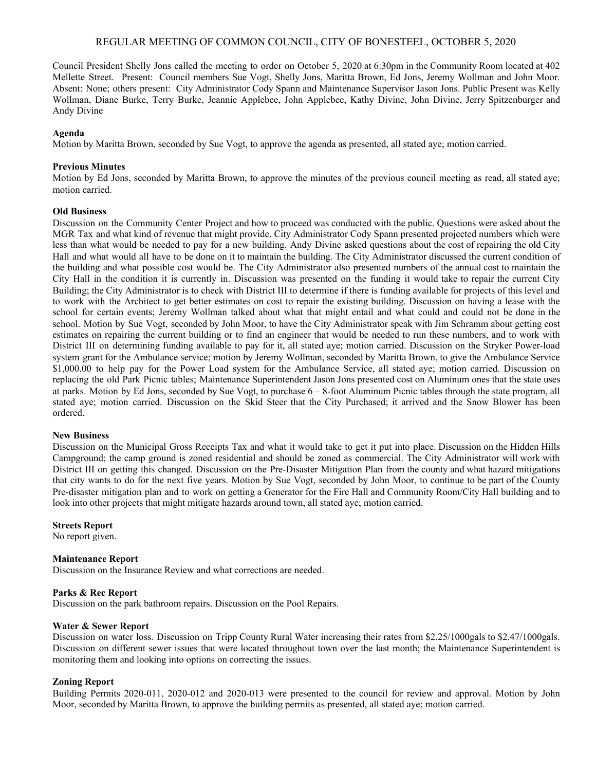# REGULAR MEETING OF COMMON COUNCIL, CITY OF BONESTEEL, OCTOBER 5, 2020

Council President Shelly Jons called the meeting to order on October 5, 2020 at 6:30pm in the Community Room located at 402 Mellette Street. Present: Council members Sue Vogt, Shelly Jons, Maritta Brown, Ed Jons, Jeremy Wollman and John Moor. Absent: None; others present: City Administrator Cody Spann and Maintenance Supervisor Jason Jons. Public Present was Kelly Wollman, Diane Burke, Terry Burke, Jeannie Applebee, John Applebee, Kathy Divine, John Divine, Jerry Spitzenburger and Andy Divine

**Agenda**

Motion by Maritta Brown, seconded by Sue Vogt, to approve the agenda as presented, all stated aye; motion carried.

**Previous Minutes**

Motion by Ed Jons, seconded by Maritta Brown, to approve the minutes of the previous council meeting as read, all stated aye; motion carried.

**Old Business**

Discussion on the Community Center Project and how to proceed was conducted with the public. Questions were asked about the MGR Tax and what kind of revenue that might provide. City Administrator Cody Spann presented projected numbers which were less than what would be needed to pay for a new building. Andy Divine asked questions about the cost of repairing the old City Hall and what would all have to be done on it to maintain the building. The City Administrator discussed the current condition of the building and what possible cost would be. The City Administrator also presented numbers of the annual cost to maintain the City Hall in the condition it is currently in. Discussion was presented on the funding it would take to repair the current City Building; the City Administrator is to check with District III to determine if there is funding available for projects of this level and to work with the Architect to get better estimates on cost to repair the existing building. Discussion on having a lease with the school for certain events; Jeremy Wollman talked about what that might entail and what could and could not be done in the school. Motion by Sue Vogt, seconded by John Moor, to have the City Administrator speak with Jim Schramm about getting cost estimates on repairing the current building or to find an engineer that would be needed to run these numbers, and to work with District III on determining funding available to pay for it, all stated aye; motion carried. Discussion on the Stryker Power-load system grant for the Ambulance service; motion by Jeremy Wollman, seconded by Maritta Brown, to give the Ambulance Service $1,000.00 to help pay for the Power Load system for the Ambulance Service, all stated aye; motion carried. Discussion on replacing the old Park Picnic tables; Maintenance Superintendent Jason Jons presented cost on Aluminum ones that the state uses at parks. Motion by Ed Jons, seconded by Sue Vogt, to purchase 6 – 8-foot Aluminum Picnic tables through the state program, all stated aye; motion carried. Discussion on the Skid Steer that the City Purchased; it arrived and the Snow Blower has been ordered.

**New Business**

Discussion on the Municipal Gross Receipts Tax and what it would take to get it put into place. Discussion on the Hidden Hills Campground; the camp ground is zoned residential and should be zoned as commercial. The City Administrator will work with District III on getting this changed. Discussion on the Pre-Disaster Mitigation Plan from the county and what hazard mitigations that city wants to do for the next five years. Motion by Sue Vogt, seconded by John Moor, to continue to be part of the County Pre-disaster mitigation plan and to work on getting a Generator for the Fire Hall and Community Room/City Hall building and to look into other projects that might mitigate hazards around town, all stated aye; motion carried.

**Streets Report**

No report given.

**Maintenance Report**

Discussion on the Insurance Review and what corrections are needed.

**Parks & Rec Report**

Discussion on the park bathroom repairs. Discussion on the Pool Repairs.

**Water & Sewer Report**

Discussion on water loss. Discussion on Tripp County Rural Water increasing their rates from $2.25/1000gals to $2.47/1000gals. Discussion on different sewer issues that were located throughout town over the last month; the Maintenance Superintendent is monitoring them and looking into options on correcting the issues.

**Zoning Report**

Building Permits 2020-011, 2020-012 and 2020-013 were presented to the council for review and approval. Motion by John Moor, seconded by Maritta Brown, to approve the building permits as presented, all stated aye; motion carried.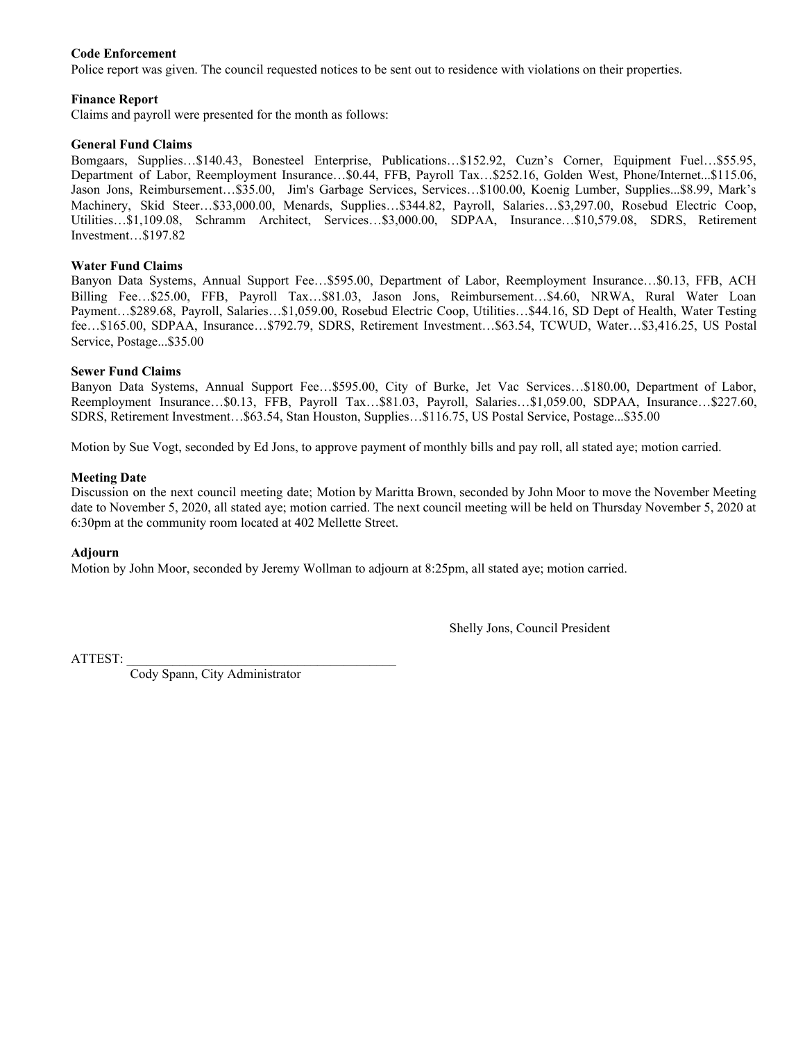**Code Enforcement**

Police report was given. The council requested notices to be sent out to residence with violations on their properties.

**Finance Report**

Claims and payroll were presented for the month as follows:

**General Fund Claims**

Bomgaars, Supplies…$140.43, Bonesteel Enterprise, Publications…$152.92, Cuzn's Corner, Equipment Fuel…$55.95, Department of Labor, Reemployment Insurance…$0.44, FFB, Payroll Tax…$252.16, Golden West, Phone/Internet...$115.06, Jason Jons, Reimbursement…$35.00, Jim's Garbage Services, Services…$100.00, Koenig Lumber, Supplies...$8.99, Mark's Machinery, Skid Steer…$33,000.00, Menards, Supplies…$344.82, Payroll, Salaries…$3,297.00, Rosebud Electric Coop, Utilities…$1,109.08, Schramm Architect, Services…$3,000.00, SDPAA, Insurance…$10,579.08, SDRS, Retirement Investment…$197.82

**Water Fund Claims**

Banyon Data Systems, Annual Support Fee…$595.00, Department of Labor, Reemployment Insurance…$0.13, FFB, ACH Billing Fee…$25.00, FFB, Payroll Tax…$81.03, Jason Jons, Reimbursement…$4.60, NRWA, Rural Water Loan Payment…$289.68, Payroll, Salaries…$1,059.00, Rosebud Electric Coop, Utilities…$44.16, SD Dept of Health, Water Testing fee…$165.00, SDPAA, Insurance…$792.79, SDRS, Retirement Investment…$63.54, TCWUD, Water…$3,416.25, US Postal Service, Postage...$35.00

**Sewer Fund Claims**

Banyon Data Systems, Annual Support Fee…$595.00, City of Burke, Jet Vac Services…$180.00, Department of Labor, Reemployment Insurance…$0.13, FFB, Payroll Tax…$81.03, Payroll, Salaries…$1,059.00, SDPAA, Insurance…$227.60, SDRS, Retirement Investment…$63.54, Stan Houston, Supplies…$116.75, US Postal Service, Postage...$35.00

Motion by Sue Vogt, seconded by Ed Jons, to approve payment of monthly bills and pay roll, all stated aye; motion carried.

**Meeting Date**

Discussion on the next council meeting date; Motion by Maritta Brown, seconded by John Moor to move the November Meeting date to November 5, 2020, all stated aye; motion carried. The next council meeting will be held on Thursday November 5, 2020 at 6:30pm at the community room located at 402 Mellette Street.

**Adjourn**

Motion by John Moor, seconded by Jeremy Wollman to adjourn at 8:25pm, all stated aye; motion carried.

Shelly Jons, Council President

ATTEST: ___________________________________________

Cody Spann, City Administrator